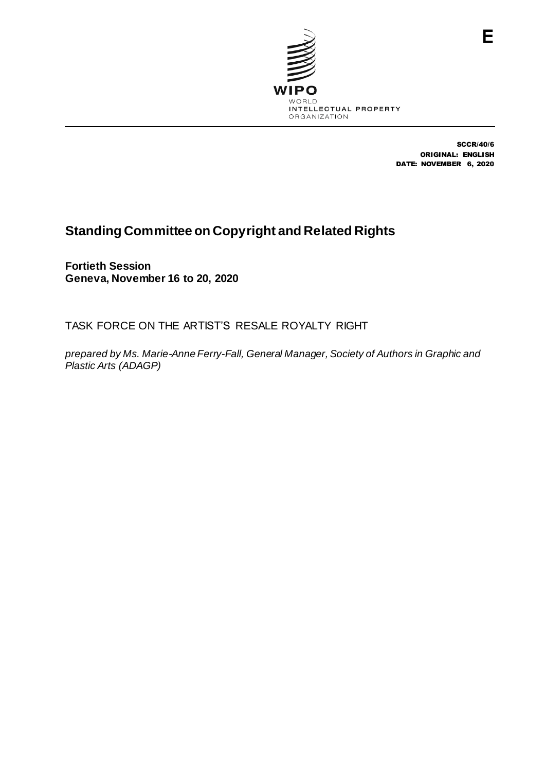WIPO

WORLD
INTELLECTUAL PROPERTY
ORGANIZATION

E

SCCR/40/6
ORIGINAL: ENGLISH
DATE: NOVEMBER 6, 2020

# Standing Committee on Copyright and Related Rights

**Fortieth Session**
**Geneva, November 16 to 20, 2020**

TASK FORCE ON THE ARTIST'S RESALE ROYALTY RIGHT

*prepared by Ms. Marie-Anne Ferry-Fall, General Manager, Society of Authors in Graphic and Plastic Arts (ADAGP)*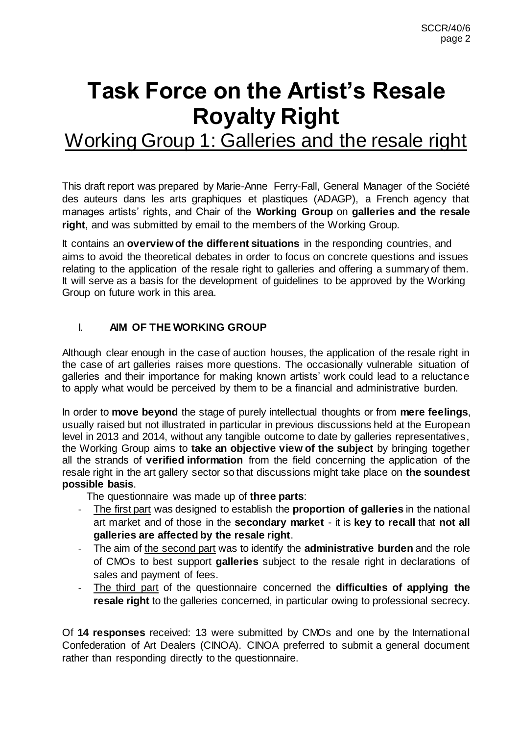# Task Force on the Artist's Resale Royalty Right

## Working Group 1: Galleries and the resale right

This draft report was prepared by Marie-Anne Ferry-Fall, General Manager of the Société des auteurs dans les arts graphiques et plastiques (ADAGP), a French agency that manages artists' rights, and Chair of the **Working Group** on **galleries and the resale right**, and was submitted by email to the members of the Working Group.

It contains an **overview of the different situations** in the responding countries, and aims to avoid the theoretical debates in order to focus on concrete questions and issues relating to the application of the resale right to galleries and offering a summary of them. It will serve as a basis for the development of guidelines to be approved by the Working Group on future work in this area.

### I. AIM OF THE WORKING GROUP

Although clear enough in the case of auction houses, the application of the resale right in the case of art galleries raises more questions. The occasionally vulnerable situation of galleries and their importance for making known artists' work could lead to a reluctance to apply what would be perceived by them to be a financial and administrative burden.

In order to **move beyond** the stage of purely intellectual thoughts or from **mere feelings**, usually raised but not illustrated in particular in previous discussions held at the European level in 2013 and 2014, without any tangible outcome to date by galleries representatives, the Working Group aims to **take an objective view of the subject** by bringing together all the strands of **verified information** from the field concerning the application of the resale right in the art gallery sector so that discussions might take place on **the soundest possible basis**.

The questionnaire was made up of **three parts**:

- The first part was designed to establish the **proportion of galleries** in the national art market and of those in the **secondary market** - it is **key to recall** that **not all galleries are affected by the resale right**.
- The aim of the second part was to identify the **administrative burden** and the role of CMOs to best support **galleries** subject to the resale right in declarations of sales and payment of fees.
- The third part of the questionnaire concerned the **difficulties of applying the resale right** to the galleries concerned, in particular owing to professional secrecy.

Of **14 responses** received: 13 were submitted by CMOs and one by the International Confederation of Art Dealers (CINOA). CINOA preferred to submit a general document rather than responding directly to the questionnaire.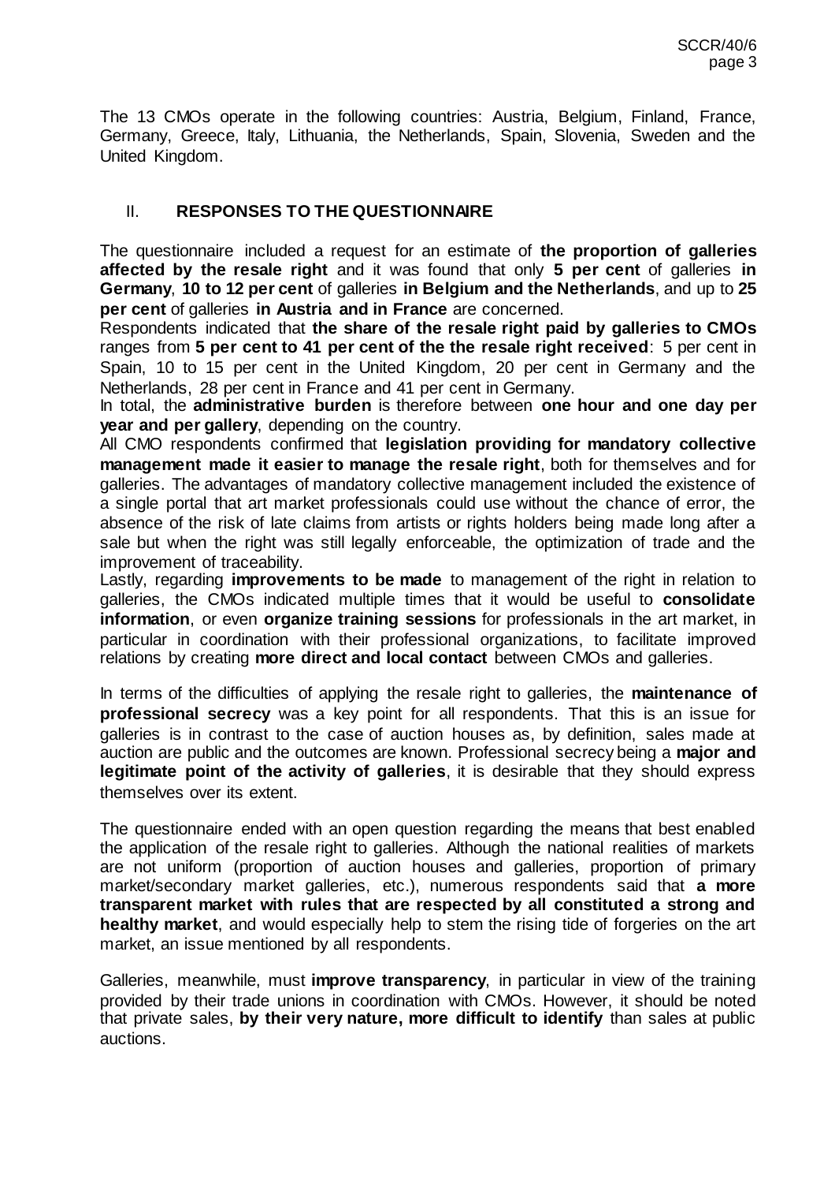The 13 CMOs operate in the following countries: Austria, Belgium, Finland, France, Germany, Greece, Italy, Lithuania, the Netherlands, Spain, Slovenia, Sweden and the United Kingdom.

## II. **RESPONSES TO THE QUESTIONNAIRE**

The questionnaire included a request for an estimate of **the proportion of galleries affected by the resale right** and it was found that only **5 per cent** of galleries **in Germany**, **10 to 12 per cent** of galleries **in Belgium and the Netherlands**, and up to **25 per cent** of galleries **in Austria and in France** are concerned.

Respondents indicated that **the share of the resale right paid by galleries to CMOs** ranges from **5 per cent to 41 per cent of the the resale right received**: 5 per cent in Spain, 10 to 15 per cent in the United Kingdom, 20 per cent in Germany and the Netherlands, 28 per cent in France and 41 per cent in Germany.

In total, the **administrative burden** is therefore between **one hour and one day per year and per gallery**, depending on the country.

All CMO respondents confirmed that **legislation providing for mandatory collective management made it easier to manage the resale right**, both for themselves and for galleries. The advantages of mandatory collective management included the existence of a single portal that art market professionals could use without the chance of error, the absence of the risk of late claims from artists or rights holders being made long after a sale but when the right was still legally enforceable, the optimization of trade and the improvement of traceability.

Lastly, regarding **improvements to be made** to management of the right in relation to galleries, the CMOs indicated multiple times that it would be useful to **consolidate information**, or even **organize training sessions** for professionals in the art market, in particular in coordination with their professional organizations, to facilitate improved relations by creating **more direct and local contact** between CMOs and galleries.

In terms of the difficulties of applying the resale right to galleries, the **maintenance of professional secrecy** was a key point for all respondents. That this is an issue for galleries is in contrast to the case of auction houses as, by definition, sales made at auction are public and the outcomes are known. Professional secrecy being a **major and legitimate point of the activity of galleries**, it is desirable that they should express themselves over its extent.

The questionnaire ended with an open question regarding the means that best enabled the application of the resale right to galleries. Although the national realities of markets are not uniform (proportion of auction houses and galleries, proportion of primary market/secondary market galleries, etc.), numerous respondents said that **a more transparent market with rules that are respected by all constituted a strong and healthy market**, and would especially help to stem the rising tide of forgeries on the art market, an issue mentioned by all respondents.

Galleries, meanwhile, must **improve transparency**, in particular in view of the training provided by their trade unions in coordination with CMOs. However, it should be noted that private sales, **by their very nature, more difficult to identify** than sales at public auctions.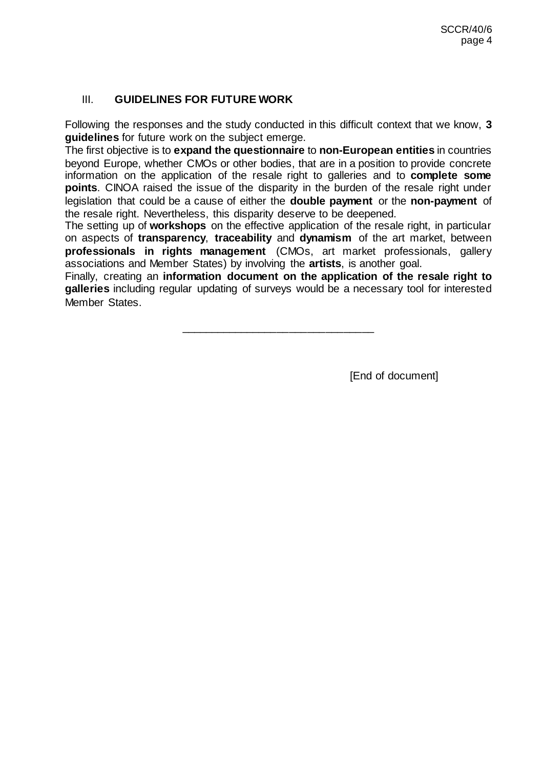## III. **GUIDELINES FOR FUTURE WORK**

Following the responses and the study conducted in this difficult context that we know, **3 guidelines** for future work on the subject emerge.

The first objective is to **expand the questionnaire** to **non-European entities** in countries beyond Europe, whether CMOs or other bodies, that are in a position to provide concrete information on the application of the resale right to galleries and to **complete some points**. CINOA raised the issue of the disparity in the burden of the resale right under legislation that could be a cause of either the **double payment** or the **non-payment** of the resale right. Nevertheless, this disparity deserve to be deepened.

The setting up of **workshops** on the effective application of the resale right, in particular on aspects of **transparency**, **traceability** and **dynamism** of the art market, between **professionals in rights management** (CMOs, art market professionals, gallery associations and Member States) by involving the **artists**, is another goal.

Finally, creating an **information document on the application of the resale right to galleries** including regular updating of surveys would be a necessary tool for interested Member States.

---

[End of document]